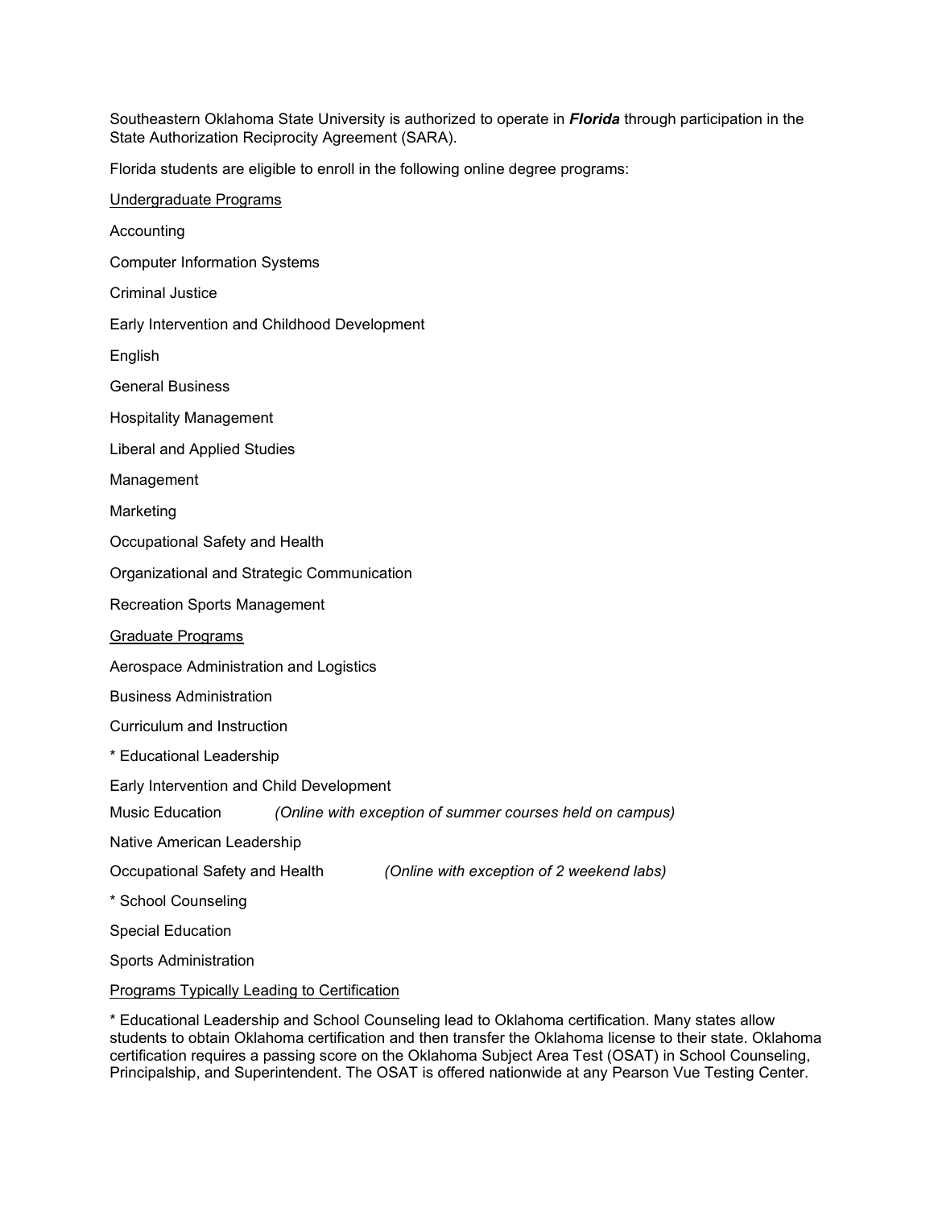Southeastern Oklahoma State University is authorized to operate in ***Florida*** through participation in the State Authorization Reciprocity Agreement (SARA).

Florida students are eligible to enroll in the following online degree programs:

<u>Undergraduate Programs</u>

Accounting

Computer Information Systems

Criminal Justice

Early Intervention and Childhood Development

English

General Business

Hospitality Management

Liberal and Applied Studies

Management

Marketing

Occupational Safety and Health

Organizational and Strategic Communication

Recreation Sports Management

<u>Graduate Programs</u>

Aerospace Administration and Logistics

Business Administration

Curriculum and Instruction

* Educational Leadership

Early Intervention and Child Development

Music Education *(Online with exception of summer courses held on campus)*

Native American Leadership

Occupational Safety and Health *(Online with exception of 2 weekend labs)*

* School Counseling

Special Education

Sports Administration

<u>Programs Typically Leading to Certification</u>

* Educational Leadership and School Counseling lead to Oklahoma certification. Many states allow students to obtain Oklahoma certification and then transfer the Oklahoma license to their state. Oklahoma certification requires a passing score on the Oklahoma Subject Area Test (OSAT) in School Counseling, Principalship, and Superintendent. The OSAT is offered nationwide at any Pearson Vue Testing Center.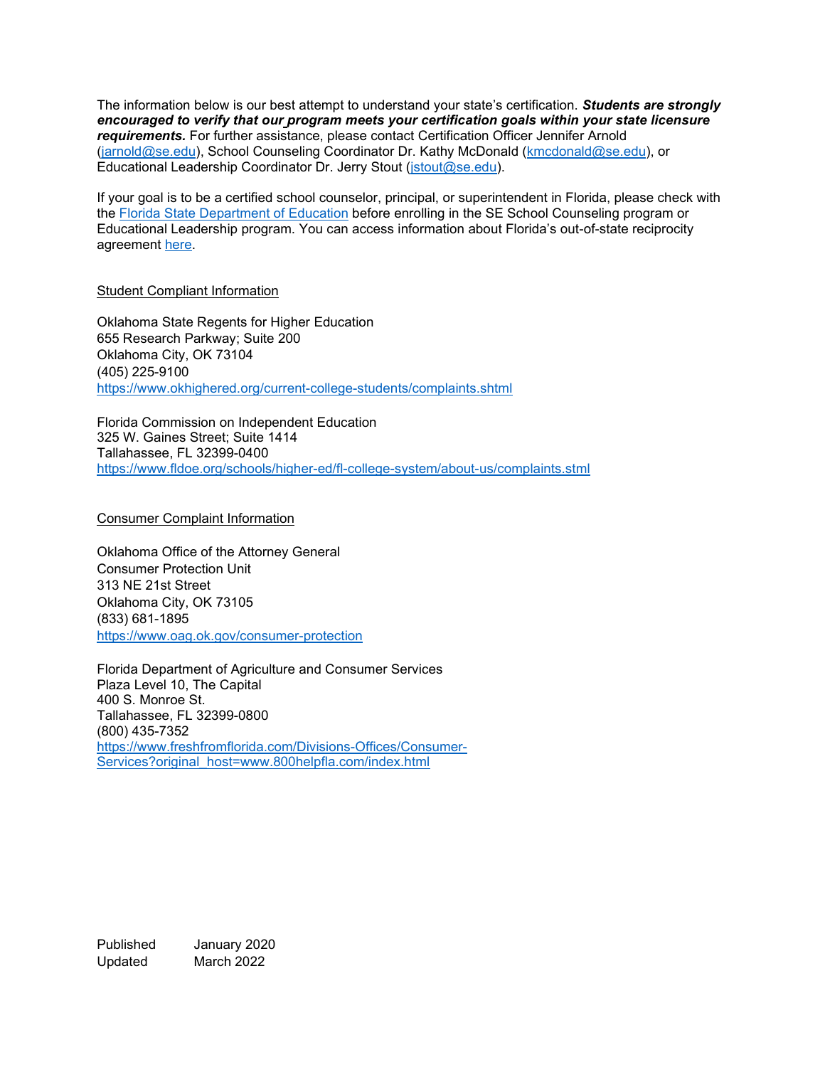The information below is our best attempt to understand your state's certification. ***Students are strongly encouraged to verify that our program meets your certification goals within your state licensure requirements.*** For further assistance, please contact Certification Officer Jennifer Arnold (jarnold@se.edu), School Counseling Coordinator Dr. Kathy McDonald (kmcdonald@se.edu), or Educational Leadership Coordinator Dr. Jerry Stout (jstout@se.edu).

If your goal is to be a certified school counselor, principal, or superintendent in Florida, please check with the Florida State Department of Education before enrolling in the SE School Counseling program or Educational Leadership program. You can access information about Florida's out-of-state reciprocity agreement here.

Student Compliant Information

Oklahoma State Regents for Higher Education
655 Research Parkway; Suite 200
Oklahoma City, OK 73104
(405) 225-9100
https://www.okhighered.org/current-college-students/complaints.shtml

Florida Commission on Independent Education
325 W. Gaines Street; Suite 1414
Tallahassee, FL 32399-0400
https://www.fldoe.org/schools/higher-ed/fl-college-system/about-us/complaints.stml

Consumer Complaint Information

Oklahoma Office of the Attorney General
Consumer Protection Unit
313 NE 21st Street
Oklahoma City, OK 73105
(833) 681-1895
https://www.oag.ok.gov/consumer-protection

Florida Department of Agriculture and Consumer Services
Plaza Level 10, The Capital
400 S. Monroe St.
Tallahassee, FL 32399-0800
(800) 435-7352
https://www.freshfromflorida.com/Divisions-Offices/Consumer-Services?original_host=www.800helpfla.com/index.html

Published January 2020
Updated March 2022